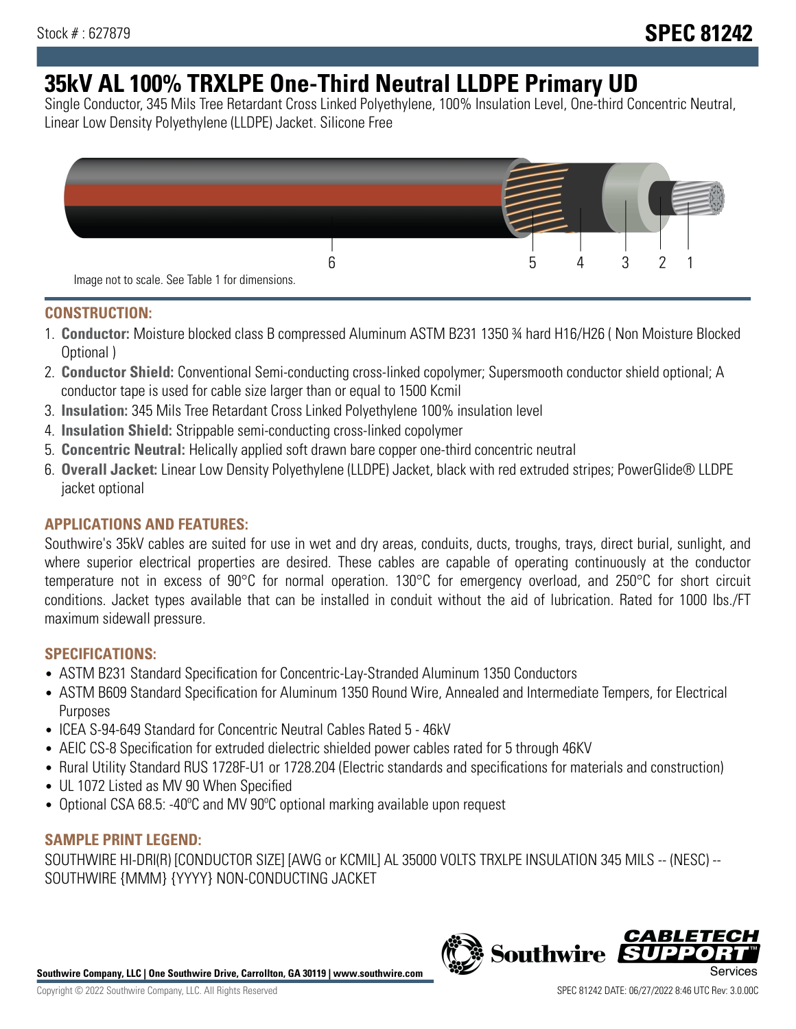Stock # : 627879

# SPEC 81242

# 35kV AL 100% TRXLPE One-Third Neutral LLDPE Primary UD

Single Conductor, 345 Mils Tree Retardant Cross Linked Polyethylene, 100% Insulation Level, One-third Concentric Neutral, Linear Low Density Polyethylene (LLDPE) Jacket. Silicone Free

6 5 4 3 2 1

Image not to scale. See Table 1 for dimensions.

## CONSTRUCTION:

1. **Conductor:** Moisture blocked class B compressed Aluminum ASTM B231 1350 ¾ hard H16/H26 ( Non Moisture Blocked Optional )
2. **Conductor Shield:** Conventional Semi-conducting cross-linked copolymer; Supersmooth conductor shield optional; A conductor tape is used for cable size larger than or equal to 1500 Kcmil
3. **Insulation:** 345 Mils Tree Retardant Cross Linked Polyethylene 100% insulation level
4. **Insulation Shield:** Strippable semi-conducting cross-linked copolymer
5. **Concentric Neutral:** Helically applied soft drawn bare copper one-third concentric neutral
6. **Overall Jacket:** Linear Low Density Polyethylene (LLDPE) Jacket, black with red extruded stripes; PowerGlide® LLDPE jacket optional

## APPLICATIONS AND FEATURES:

Southwire's 35kV cables are suited for use in wet and dry areas, conduits, ducts, troughs, trays, direct burial, sunlight, and where superior electrical properties are desired. These cables are capable of operating continuously at the conductor temperature not in excess of 90°C for normal operation. 130°C for emergency overload, and 250°C for short circuit conditions. Jacket types available that can be installed in conduit without the aid of lubrication. Rated for 1000 lbs./FT maximum sidewall pressure.

## SPECIFICATIONS:

- ASTM B231 Standard Specification for Concentric-Lay-Stranded Aluminum 1350 Conductors
- ASTM B609 Standard Specification for Aluminum 1350 Round Wire, Annealed and Intermediate Tempers, for Electrical Purposes
- ICEA S-94-649 Standard for Concentric Neutral Cables Rated 5 - 46kV
- AEIC CS-8 Specification for extruded dielectric shielded power cables rated for 5 through 46KV
- Rural Utility Standard RUS 1728F-U1 or 1728.204 (Electric standards and specifications for materials and construction)
- UL 1072 Listed as MV 90 When Specified
- Optional CSA 68.5: -40ºC and MV 90ºC optional marking available upon request

## SAMPLE PRINT LEGEND:

SOUTHWIRE HI-DRI(R) [CONDUCTOR SIZE] [AWG or KCMIL] AL 35000 VOLTS TRXLPE INSULATION 345 MILS -- (NESC) -- SOUTHWIRE {MMM} {YYYY} NON-CONDUCTING JACKET

**Southwire Company, LLC | One Southwire Drive, Carrollton, GA 30119 | www.southwire.com**

Copyright © 2022 Southwire Company, LLC. All Rights Reserved

SPEC 81242 DATE: 06/27/2022 8:46 UTC Rev: 3.0.00C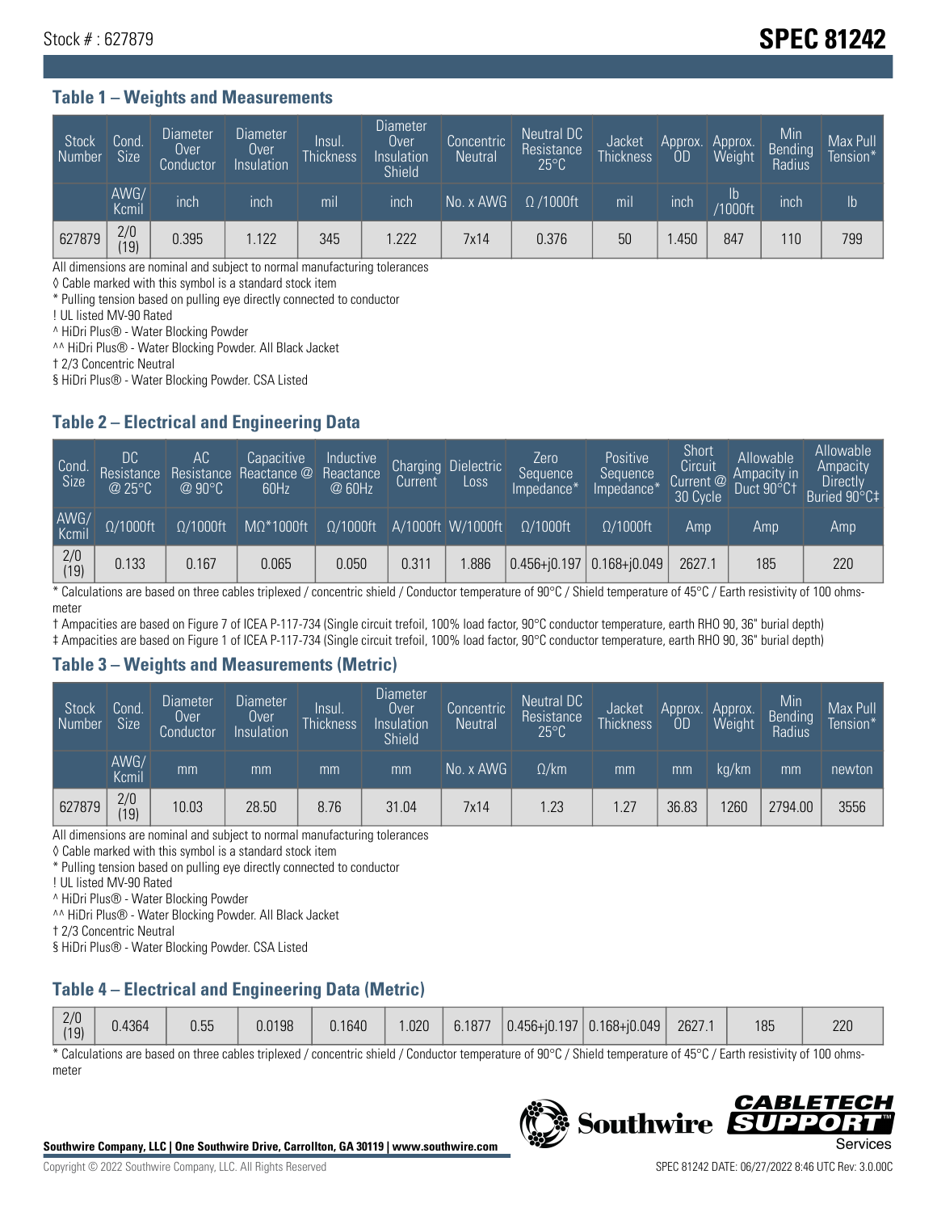Stock # : 627879

# SPEC 81242

## Table 1 – Weights and Measurements

| Stock Number | Cond. Size | Diameter Over Conductor | Diameter Over Insulation | Insul. Thickness | Diameter Over Insulation Shield | Concentric Neutral | Neutral DC Resistance 25°C | Jacket Thickness | Approx. OD | Approx. Weight | Min Bending Radius | Max Pull Tension* |
|---|---|---|---|---|---|---|---|---|---|---|---|---|
| | AWG/ Kcmil | inch | inch | mil | inch | No. x AWG | Ω /1000ft | mil | inch | lb /1000ft | inch | lb |
| 627879 | 2/0 (19) | 0.395 | 1.122 | 345 | 1.222 | 7x14 | 0.376 | 50 | 1.450 | 847 | 110 | 799 |

All dimensions are nominal and subject to normal manufacturing tolerances

◊ Cable marked with this symbol is a standard stock item

* Pulling tension based on pulling eye directly connected to conductor

! UL listed MV-90 Rated

^ HiDri Plus® - Water Blocking Powder

^^ HiDri Plus® - Water Blocking Powder. All Black Jacket

† 2/3 Concentric Neutral

§ HiDri Plus® - Water Blocking Powder. CSA Listed

## Table 2 – Electrical and Engineering Data

| Cond. Size | DC Resistance @ 25°C | AC Resistance @ 90°C | Capacitive Reactance @ 60Hz | Inductive Reactance @ 60Hz | Charging Current | Dielectric Loss | Zero Sequence Impedance* | Positive Sequence Impedance* | Short Circuit Current @ 30 Cycle | Allowable Ampacity in Duct 90°C† | Allowable Ampacity Directly Buried 90°C‡ |
|---|---|---|---|---|---|---|---|---|---|---|---|
| AWG/ Kcmil | Ω/1000ft | Ω/1000ft | MΩ*1000ft | Ω/1000ft | A/1000ft | W/1000ft | Ω/1000ft | Ω/1000ft | Amp | Amp | Amp |
| 2/0 (19) | 0.133 | 0.167 | 0.065 | 0.050 | 0.311 | 1.886 | 0.456+j0.197 | 0.168+j0.049 | 2627.1 | 185 | 220 |

* Calculations are based on three cables triplexed / concentric shield / Conductor temperature of 90°C / Shield temperature of 45°C / Earth resistivity of 100 ohms-meter

† Ampacities are based on Figure 7 of ICEA P-117-734 (Single circuit trefoil, 100% load factor, 90°C conductor temperature, earth RHO 90, 36" burial depth)

‡ Ampacities are based on Figure 1 of ICEA P-117-734 (Single circuit trefoil, 100% load factor, 90°C conductor temperature, earth RHO 90, 36" burial depth)

## Table 3 – Weights and Measurements (Metric)

| Stock Number | Cond. Size | Diameter Over Conductor | Diameter Over Insulation | Insul. Thickness | Diameter Over Insulation Shield | Concentric Neutral | Neutral DC Resistance 25°C | Jacket Thickness | Approx. OD | Approx. Weight | Min Bending Radius | Max Pull Tension* |
|---|---|---|---|---|---|---|---|---|---|---|---|---|
| | AWG/ Kcmil | mm | mm | mm | mm | No. x AWG | Ω/km | mm | mm | kg/km | mm | newton |
| 627879 | 2/0 (19) | 10.03 | 28.50 | 8.76 | 31.04 | 7x14 | 1.23 | 1.27 | 36.83 | 1260 | 2794.00 | 3556 |

All dimensions are nominal and subject to normal manufacturing tolerances

◊ Cable marked with this symbol is a standard stock item

* Pulling tension based on pulling eye directly connected to conductor

! UL listed MV-90 Rated

^ HiDri Plus® - Water Blocking Powder

^^ HiDri Plus® - Water Blocking Powder. All Black Jacket

† 2/3 Concentric Neutral

§ HiDri Plus® - Water Blocking Powder. CSA Listed

## Table 4 – Electrical and Engineering Data (Metric)

| | | | | | | | | | | | |
|---|---|---|---|---|---|---|---|---|---|---|---|
| 2/0 (19) | 0.4364 | 0.55 | 0.0198 | 0.1640 | 1.020 | 6.1877 | 0.456+j0.197 | 0.168+j0.049 | 2627.1 | 185 | 220 |

* Calculations are based on three cables triplexed / concentric shield / Conductor temperature of 90°C / Shield temperature of 45°C / Earth resistivity of 100 ohms-meter

**Southwire Company, LLC | One Southwire Drive, Carrollton, GA 30119 | www.southwire.com**

Copyright © 2022 Southwire Company, LLC. All Rights Reserved

SPEC 81242 DATE: 06/27/2022 8:46 UTC Rev: 3.0.00C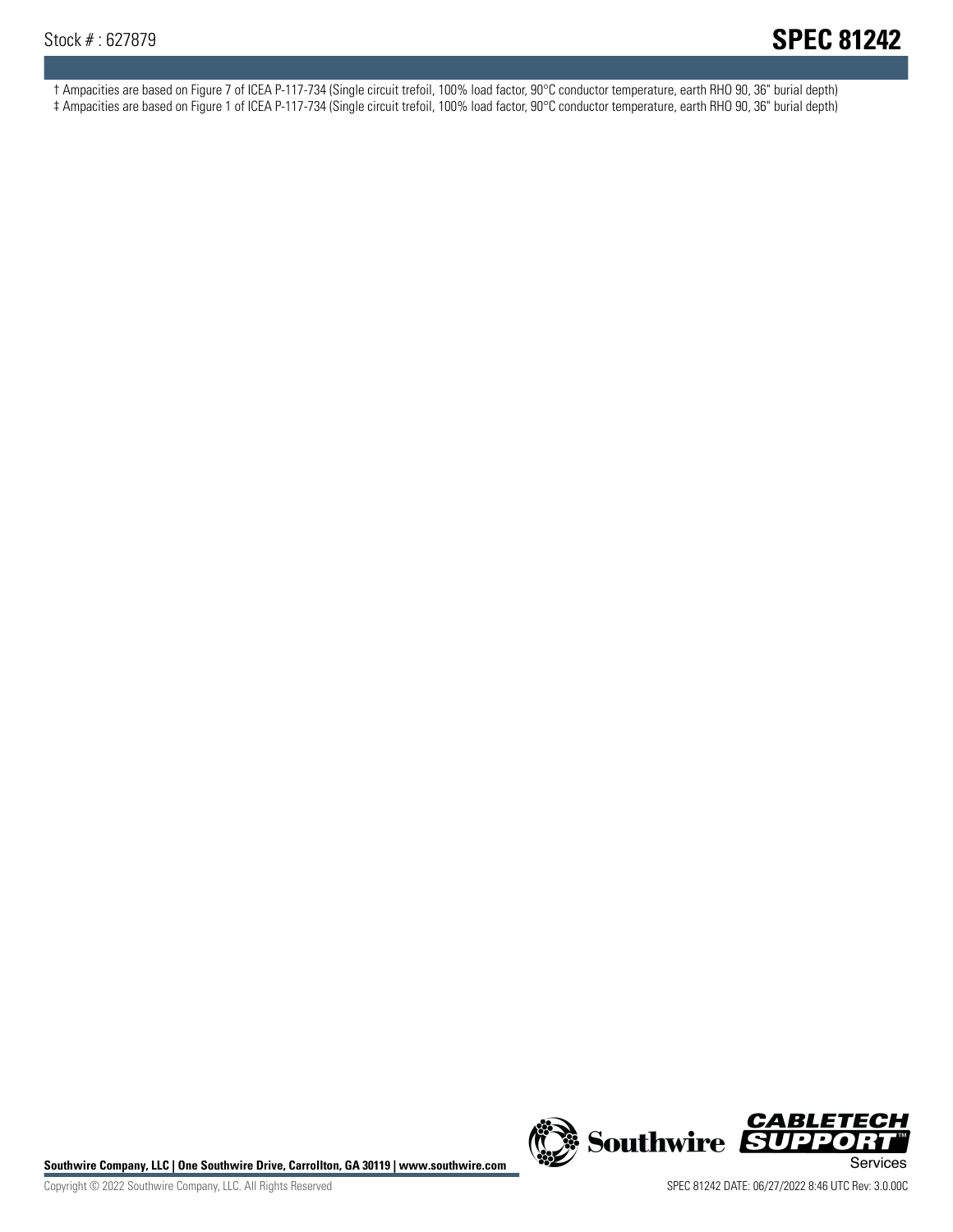† Ampacities are based on Figure 7 of ICEA P-117-734 (Single circuit trefoil, 100% load factor, 90°C conductor temperature, earth RHO 90, 36" burial depth)

‡ Ampacities are based on Figure 1 of ICEA P-117-734 (Single circuit trefoil, 100% load factor, 90°C conductor temperature, earth RHO 90, 36" burial depth)